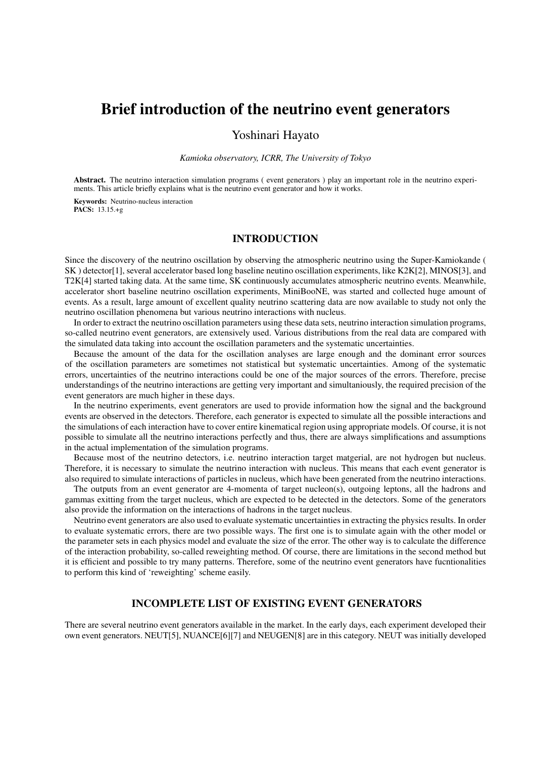# Brief introduction of the neutrino event generators

Yoshinari Hayato

*Kamioka observatory, ICRR, The University of Tokyo*

**Abstract.** The neutrino interaction simulation programs ( event generators ) play an important role in the neutrino experiments. This article briefly explains what is the neutrino event generator and how it works.

**Keywords:** Neutrino-nucleus interaction
**PACS:** 13.15.+g

## INTRODUCTION

Since the discovery of the neutrino oscillation by observing the atmospheric neutrino using the Super-Kamiokande ( SK ) detector[1], several accelerator based long baseline neutino oscillation experiments, like K2K[2], MINOS[3], and T2K[4] started taking data. At the same time, SK continuously accumulates atmospheric neutrino events. Meanwhile, accelerator short baseline neutrino oscillation experiments, MiniBooNE, was started and collected huge amount of events. As a result, large amount of excellent quality neutrino scattering data are now available to study not only the neutrino oscillation phenomena but various neutrino interactions with nucleus.

In order to extract the neutrino oscillation parameters using these data sets, neutrino interaction simulation programs, so-called neutrino event generators, are extensively used. Various distributions from the real data are compared with the simulated data taking into account the oscillation parameters and the systematic uncertainties.

Because the amount of the data for the oscillation analyses are large enough and the dominant error sources of the oscillation parameters are sometimes not statistical but systematic uncertainties. Among of the systematic errors, uncertainties of the neutrino interactions could be one of the major sources of the errors. Therefore, precise understandings of the neutrino interactions are getting very important and simultaniously, the required precision of the event generators are much higher in these days.

In the neutrino experiments, event generators are used to provide information how the signal and the background events are observed in the detectors. Therefore, each generator is expected to simulate all the possible interactions and the simulations of each interaction have to cover entire kinematical region using appropriate models. Of course, it is not possible to simulate all the neutrino interactions perfectly and thus, there are always simplifications and assumptions in the actual implementation of the simulation programs.

Because most of the neutrino detectors, i.e. neutrino interaction target matgerial, are not hydrogen but nucleus. Therefore, it is necessary to simulate the neutrino interaction with nucleus. This means that each event generator is also required to simulate interactions of particles in nucleus, which have been generated from the neutrino interactions.

The outputs from an event generator are 4-momenta of target nucleon(s), outgoing leptons, all the hadrons and gammas exitting from the target nucleus, which are expected to be detected in the detectors. Some of the generators also provide the information on the interactions of hadrons in the target nucleus.

Neutrino event generators are also used to evaluate systematic uncertainties in extracting the physics results. In order to evaluate systematic errors, there are two possible ways. The first one is to simulate again with the other model or the parameter sets in each physics model and evaluate the size of the error. The other way is to calculate the difference of the interaction probability, so-called reweighting method. Of course, there are limitations in the second method but it is efficient and possible to try many patterns. Therefore, some of the neutrino event generators have fucntionalities to perform this kind of 'reweighting' scheme easily.

## INCOMPLETE LIST OF EXISTING EVENT GENERATORS

There are several neutrino event generators available in the market. In the early days, each experiment developed their own event generators. NEUT[5], NUANCE[6][7] and NEUGEN[8] are in this category. NEUT was initially developed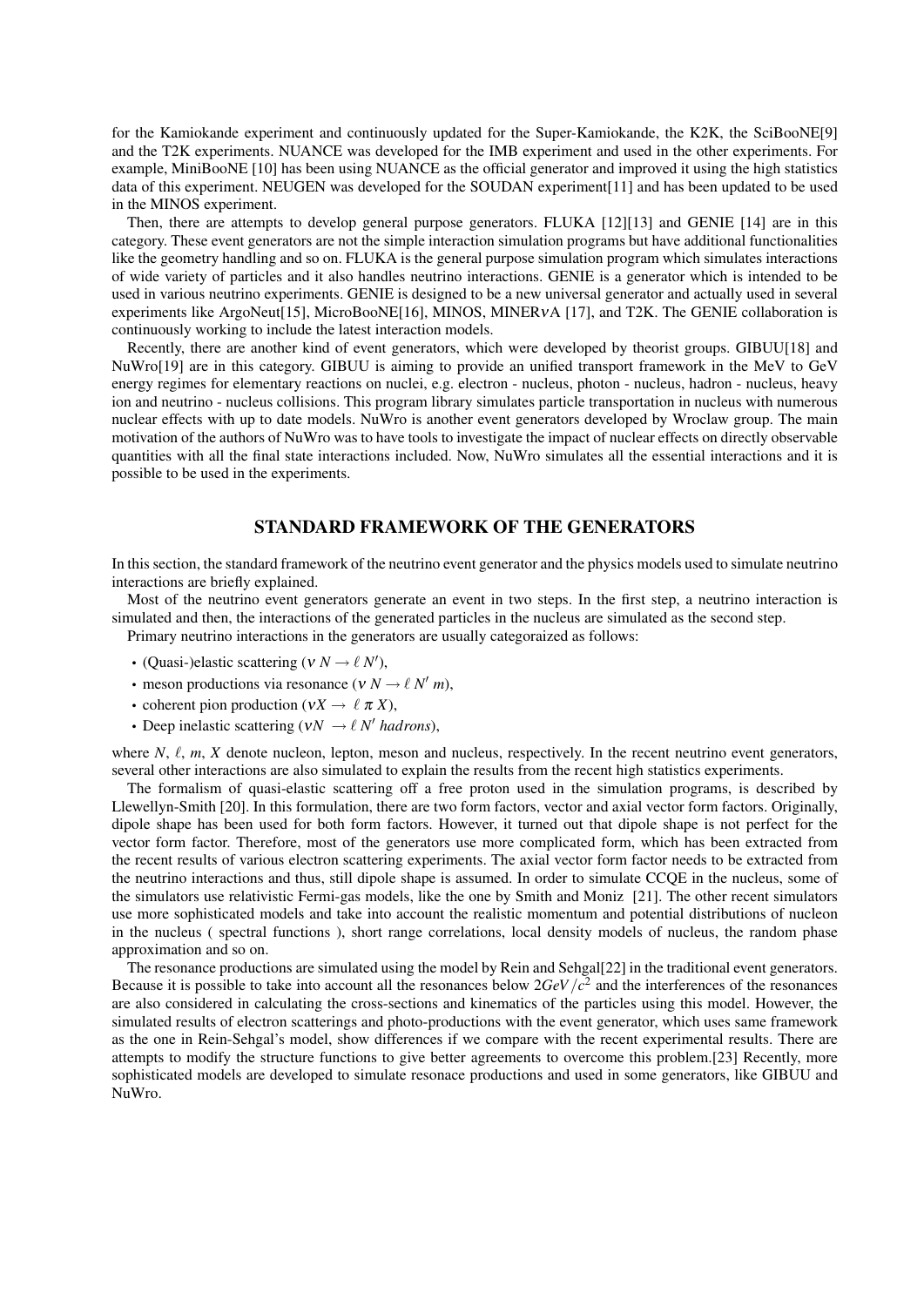for the Kamiokande experiment and continuously updated for the Super-Kamiokande, the K2K, the SciBooNE[9] and the T2K experiments. NUANCE was developed for the IMB experiment and used in the other experiments. For example, MiniBooNE [10] has been using NUANCE as the official generator and improved it using the high statistics data of this experiment. NEUGEN was developed for the SOUDAN experiment[11] and has been updated to be used in the MINOS experiment.

Then, there are attempts to develop general purpose generators. FLUKA [12][13] and GENIE [14] are in this category. These event generators are not the simple interaction simulation programs but have additional functionalities like the geometry handling and so on. FLUKA is the general purpose simulation program which simulates interactions of wide variety of particles and it also handles neutrino interactions. GENIE is a generator which is intended to be used in various neutrino experiments. GENIE is designed to be a new universal generator and actually used in several experiments like ArgoNeut[15], MicroBooNE[16], MINOS, MINER$\nu$A [17], and T2K. The GENIE collaboration is continuously working to include the latest interaction models.

Recently, there are another kind of event generators, which were developed by theorist groups. GIBUU[18] and NuWro[19] are in this category. GIBUU is aiming to provide an unified transport framework in the MeV to GeV energy regimes for elementary reactions on nuclei, e.g. electron - nucleus, photon - nucleus, hadron - nucleus, heavy ion and neutrino - nucleus collisions. This program library simulates particle transportation in nucleus with numerous nuclear effects with up to date models. NuWro is another event generators developed by Wroclaw group. The main motivation of the authors of NuWro was to have tools to investigate the impact of nuclear effects on directly observable quantities with all the final state interactions included. Now, NuWro simulates all the essential interactions and it is possible to be used in the experiments.

## STANDARD FRAMEWORK OF THE GENERATORS

In this section, the standard framework of the neutrino event generator and the physics models used to simulate neutrino interactions are briefly explained.

Most of the neutrino event generators generate an event in two steps. In the first step, a neutrino interaction is simulated and then, the interactions of the generated particles in the nucleus are simulated as the second step.

Primary neutrino interactions in the generators are usually categoraized as follows:

- (Quasi-)elastic scattering ($\nu\ N \rightarrow \ell\ N'$),
- meson productions via resonance ($\nu\ N \rightarrow \ell\ N'\ m$),
- coherent pion production ($\nu X \rightarrow\ \ell\ \pi\ X$),
- Deep inelastic scattering ($\nu N\ \rightarrow \ell\ N'\ hadrons$),

where $N$, $\ell$, $m$, $X$ denote nucleon, lepton, meson and nucleus, respectively. In the recent neutrino event generators, several other interactions are also simulated to explain the results from the recent high statistics experiments.

The formalism of quasi-elastic scattering off a free proton used in the simulation programs, is described by Llewellyn-Smith [20]. In this formulation, there are two form factors, vector and axial vector form factors. Originally, dipole shape has been used for both form factors. However, it turned out that dipole shape is not perfect for the vector form factor. Therefore, most of the generators use more complicated form, which has been extracted from the recent results of various electron scattering experiments. The axial vector form factor needs to be extracted from the neutrino interactions and thus, still dipole shape is assumed. In order to simulate CCQE in the nucleus, some of the simulators use relativistic Fermi-gas models, like the one by Smith and Moniz [21]. The other recent simulators use more sophisticated models and take into account the realistic momentum and potential distributions of nucleon in the nucleus ( spectral functions ), short range correlations, local density models of nucleus, the random phase approximation and so on.

The resonance productions are simulated using the model by Rein and Sehgal[22] in the traditional event generators. Because it is possible to take into account all the resonances below $2GeV/c^2$ and the interferences of the resonances are also considered in calculating the cross-sections and kinematics of the particles using this model. However, the simulated results of electron scatterings and photo-productions with the event generator, which uses same framework as the one in Rein-Sehgal's model, show differences if we compare with the recent experimental results. There are attempts to modify the structure functions to give better agreements to overcome this problem.[23] Recently, more sophisticated models are developed to simulate resonace productions and used in some generators, like GIBUU and NuWro.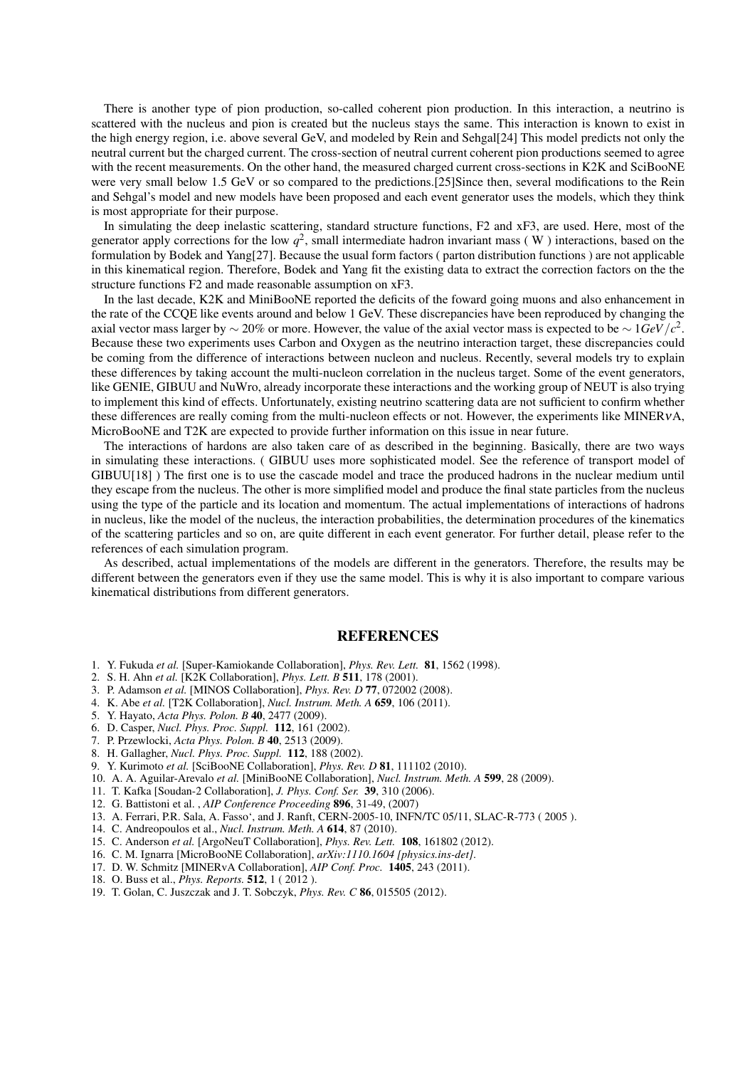There is another type of pion production, so-called coherent pion production. In this interaction, a neutrino is scattered with the nucleus and pion is created but the nucleus stays the same. This interaction is known to exist in the high energy region, i.e. above several GeV, and modeled by Rein and Sehgal[24] This model predicts not only the neutral current but the charged current. The cross-section of neutral current coherent pion productions seemed to agree with the recent measurements. On the other hand, the measured charged current cross-sections in K2K and SciBooNE were very small below 1.5 GeV or so compared to the predictions.[25]Since then, several modifications to the Rein and Sehgal's model and new models have been proposed and each event generator uses the models, which they think is most appropriate for their purpose.

In simulating the deep inelastic scattering, standard structure functions, F2 and xF3, are used. Here, most of the generator apply corrections for the low $q^2$, small intermediate hadron invariant mass ( W ) interactions, based on the formulation by Bodek and Yang[27]. Because the usual form factors ( parton distribution functions ) are not applicable in this kinematical region. Therefore, Bodek and Yang fit the existing data to extract the correction factors on the the structure functions F2 and made reasonable assumption on xF3.

In the last decade, K2K and MiniBooNE reported the deficits of the foward going muons and also enhancement in the rate of the CCQE like events around and below 1 GeV. These discrepancies have been reproduced by changing the axial vector mass larger by $\sim 20\%$ or more. However, the value of the axial vector mass is expected to be $\sim 1GeV/c^2$. Because these two experiments uses Carbon and Oxygen as the neutrino interaction target, these discrepancies could be coming from the difference of interactions between nucleon and nucleus. Recently, several models try to explain these differences by taking account the multi-nucleon correlation in the nucleus target. Some of the event generators, like GENIE, GIBUU and NuWro, already incorporate these interactions and the working group of NEUT is also trying to implement this kind of effects. Unfortunately, existing neutrino scattering data are not sufficient to confirm whether these differences are really coming from the multi-nucleon effects or not. However, the experiments like MINER$\nu$A, MicroBooNE and T2K are expected to provide further information on this issue in near future.

The interactions of hardons are also taken care of as described in the beginning. Basically, there are two ways in simulating these interactions. ( GIBUU uses more sophisticated model. See the reference of transport model of GIBUU[18] ) The first one is to use the cascade model and trace the produced hadrons in the nuclear medium until they escape from the nucleus. The other is more simplified model and produce the final state particles from the nucleus using the type of the particle and its location and momentum. The actual implementations of interactions of hadrons in nucleus, like the model of the nucleus, the interaction probabilities, the determination procedures of the kinematics of the scattering particles and so on, are quite different in each event generator. For further detail, please refer to the references of each simulation program.

As described, actual implementations of the models are different in the generators. Therefore, the results may be different between the generators even if they use the same model. This is why it is also important to compare various kinematical distributions from different generators.

## REFERENCES

1. Y. Fukuda *et al.* [Super-Kamiokande Collaboration], *Phys. Rev. Lett.* **81**, 1562 (1998).
2. S. H. Ahn *et al.* [K2K Collaboration], *Phys. Lett. B* **511**, 178 (2001).
3. P. Adamson *et al.* [MINOS Collaboration], *Phys. Rev. D* **77**, 072002 (2008).
4. K. Abe *et al.* [T2K Collaboration], *Nucl. Instrum. Meth. A* **659**, 106 (2011).
5. Y. Hayato, *Acta Phys. Polon. B* **40**, 2477 (2009).
6. D. Casper, *Nucl. Phys. Proc. Suppl.* **112**, 161 (2002).
7. P. Przewlocki, *Acta Phys. Polon. B* **40**, 2513 (2009).
8. H. Gallagher, *Nucl. Phys. Proc. Suppl.* **112**, 188 (2002).
9. Y. Kurimoto *et al.* [SciBooNE Collaboration], *Phys. Rev. D* **81**, 111102 (2010).
10. A. A. Aguilar-Arevalo *et al.* [MiniBooNE Collaboration], *Nucl. Instrum. Meth. A* **599**, 28 (2009).
11. T. Kafka [Soudan-2 Collaboration], *J. Phys. Conf. Ser.* **39**, 310 (2006).
12. G. Battistoni et al. , *AIP Conference Proceeding* **896**, 31-49, (2007)
13. A. Ferrari, P.R. Sala, A. Fasso', and J. Ranft, CERN-2005-10, INFN/TC 05/11, SLAC-R-773 ( 2005 ).
14. C. Andreopoulos et al., *Nucl. Instrum. Meth. A* **614**, 87 (2010).
15. C. Anderson *et al.* [ArgoNeuT Collaboration], *Phys. Rev. Lett.* **108**, 161802 (2012).
16. C. M. Ignarra [MicroBooNE Collaboration], *arXiv:1110.1604 [physics.ins-det]*.
17. D. W. Schmitz [MINERvA Collaboration], *AIP Conf. Proc.* **1405**, 243 (2011).
18. O. Buss et al., *Phys. Reports.* **512**, 1 ( 2012 ).
19. T. Golan, C. Juszczak and J. T. Sobczyk, *Phys. Rev. C* **86**, 015505 (2012).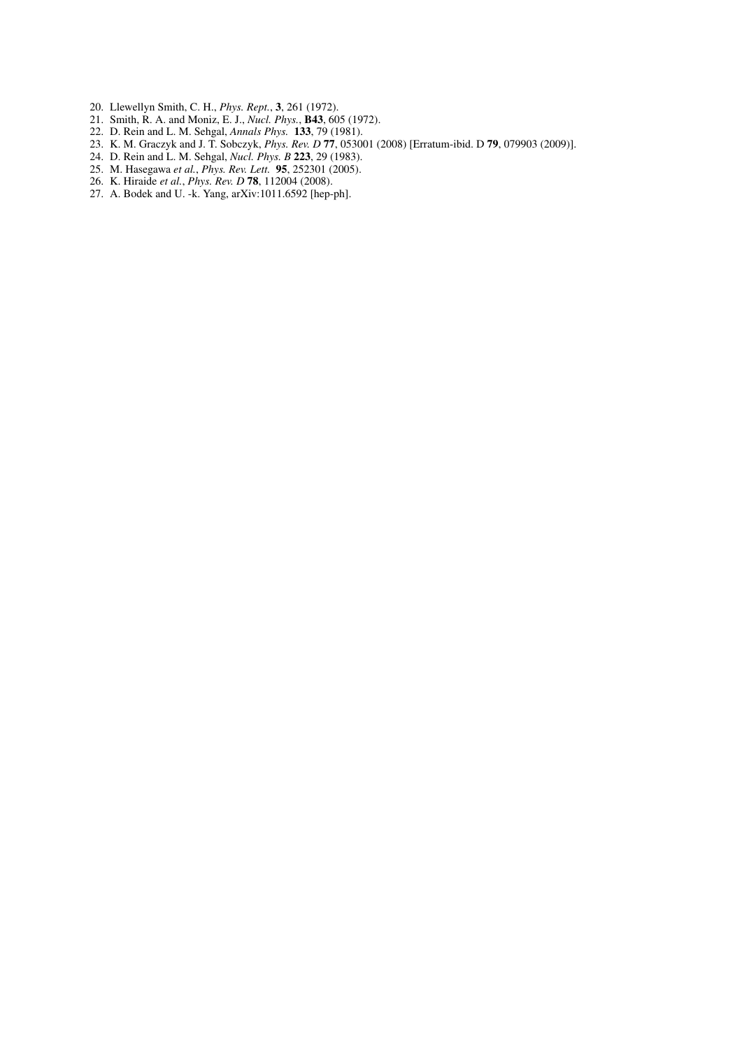20. Llewellyn Smith, C. H., *Phys. Rept.*, **3**, 261 (1972).
21. Smith, R. A. and Moniz, E. J., *Nucl. Phys.*, **B43**, 605 (1972).
22. D. Rein and L. M. Sehgal, *Annals Phys.* **133**, 79 (1981).
23. K. M. Graczyk and J. T. Sobczyk, *Phys. Rev. D* **77**, 053001 (2008) [Erratum-ibid. D **79**, 079903 (2009)].
24. D. Rein and L. M. Sehgal, *Nucl. Phys. B* **223**, 29 (1983).
25. M. Hasegawa *et al.*, *Phys. Rev. Lett.* **95**, 252301 (2005).
26. K. Hiraide *et al.*, *Phys. Rev. D* **78**, 112004 (2008).
27. A. Bodek and U. -k. Yang, arXiv:1011.6592 [hep-ph].